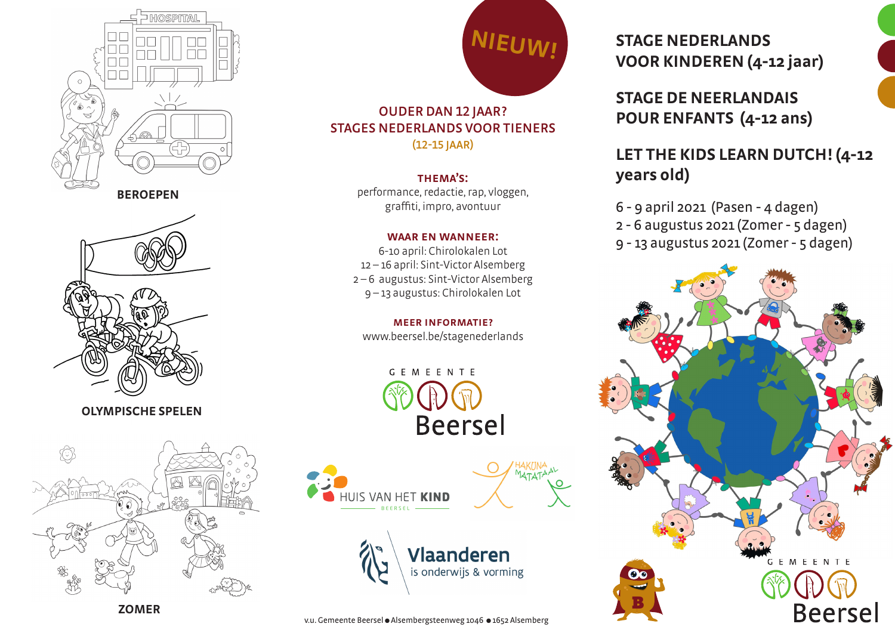BEROEPEN

OLYMPISCHE SPELEN

ZOMER

NIEUW!

## OUDER DAN 12 JAAR? STAGES NEDERLANDS VOOR TIENERS (12-15 JAAR)

**THEMA'S:**
performance, redactie, rap, vloggen, graffiti, impro, avontuur

**WAAR EN WANNEER:**
6-10 april: Chirolokalen Lot
12 – 16 april: Sint-Victor Alsemberg
2 – 6 augustus: Sint-Victor Alsemberg
9 – 13 augustus: Chirolokalen Lot

**MEER INFORMATIE?**
www.beersel.be/stagenederlands

GEMEENTE Beersel

HUIS VAN HET KIND BEERSEL

HAKUNA MATATAAL

Vlaanderen is onderwijs & vorming

v.u. Gemeente Beersel ● Alsembergsteenweg 1046 ● 1652 Alsemberg

# STAGE NEDERLANDS VOOR KINDEREN (4-12 jaar)

# STAGE DE NEERLANDAIS POUR ENFANTS (4-12 ans)

# LET THE KIDS LEARN DUTCH! (4-12 years old)

6 - 9 april 2021 (Pasen - 4 dagen)
2 - 6 augustus 2021 (Zomer - 5 dagen)
9 - 13 augustus 2021 (Zomer - 5 dagen)

GEMEENTE Beersel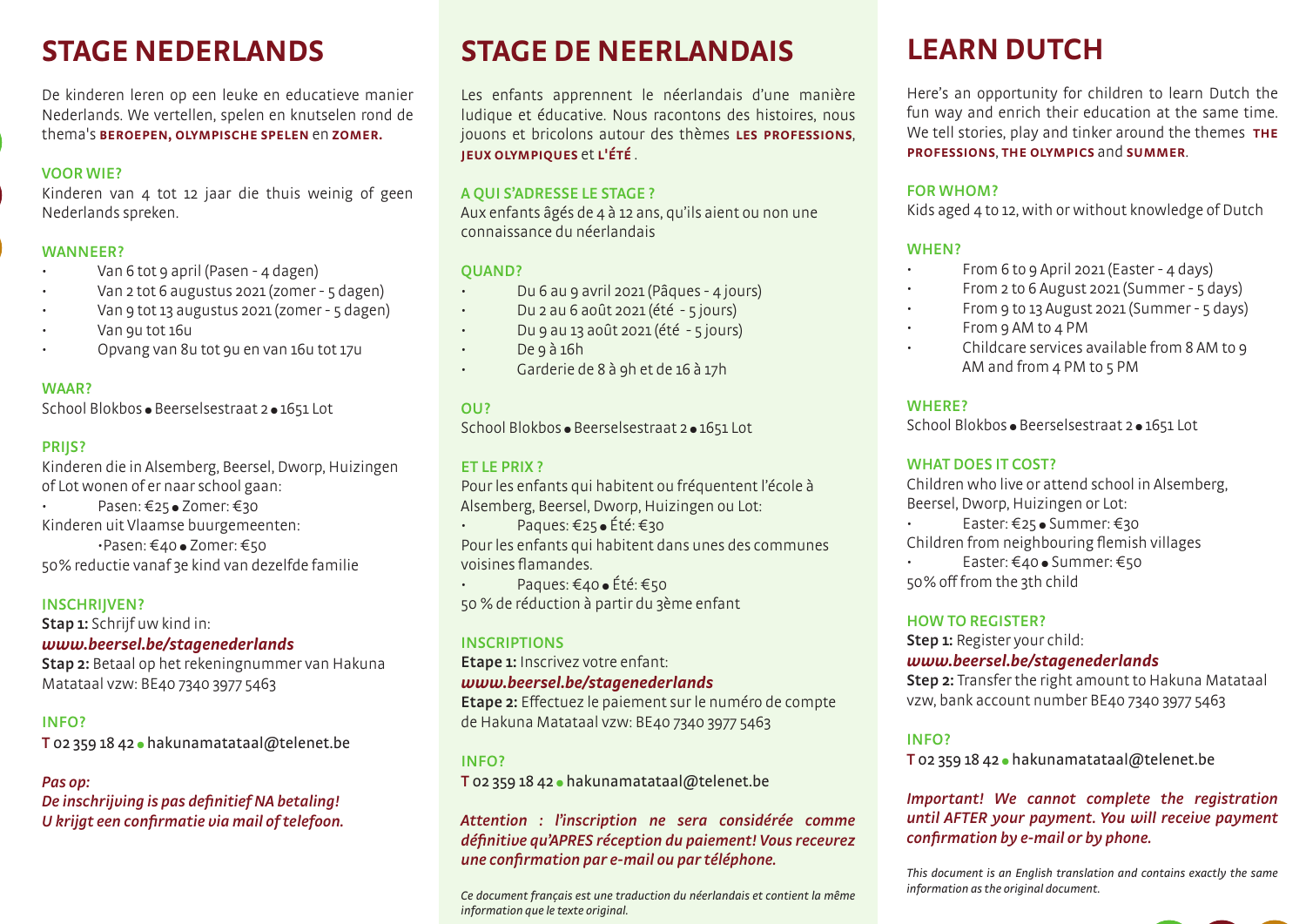# STAGE NEDERLANDS

De kinderen leren op een leuke en educatieve manier Nederlands. We vertellen, spelen en knutselen rond de thema's **BEROEPEN, OLYMPISCHE SPELEN** en **ZOMER.**

## VOOR WIE?

Kinderen van 4 tot 12 jaar die thuis weinig of geen Nederlands spreken.

## WANNEER?

- Van 6 tot 9 april (Pasen - 4 dagen)
- Van 2 tot 6 augustus 2021 (zomer - 5 dagen)
- Van 9 tot 13 augustus 2021 (zomer - 5 dagen)
- Van 9u tot 16u
- Opvang van 8u tot 9u en van 16u tot 17u

## WAAR?

School Blokbos • Beerselsestraat 2 • 1651 Lot

## PRIJS?

Kinderen die in Alsemberg, Beersel, Dworp, Huizingen of Lot wonen of er naar school gaan:

- Pasen: €25 • Zomer: €30

Kinderen uit Vlaamse buurgemeenten:

- Pasen: €40 • Zomer: €50

50% reductie vanaf 3e kind van dezelfde familie

## INSCHRIJVEN?

**Stap 1:** Schrijf uw kind in:
***www.beersel.be/stagenederlands***
**Stap 2:** Betaal op het rekeningnummer van Hakuna Matataal vzw: BE40 7340 3977 5463

## INFO?

**T** 02 359 18 42 • hakunamatataal@telenet.be

*Pas op:*
***De inschrijving is pas definitief NA betaling! U krijgt een confirmatie via mail of telefoon.***

# STAGE DE NEERLANDAIS

Les enfants apprennent le néerlandais d'une manière ludique et éducative. Nous racontons des histoires, nous jouons et bricolons autour des thèmes **LES PROFESSIONS**, **JEUX OLYMPIQUES** et **L'ÉTÉ** .

## A QUI S'ADRESSE LE STAGE ?

Aux enfants âgés de 4 à 12 ans, qu'ils aient ou non une connaissance du néerlandais

## QUAND?

- Du 6 au 9 avril 2021 (Pâques - 4 jours)
- Du 2 au 6 août 2021 (été - 5 jours)
- Du 9 au 13 août 2021 (été - 5 jours)
- De 9 à 16h
- Garderie de 8 à 9h et de 16 à 17h

## OU?

School Blokbos • Beerselsestraat 2 • 1651 Lot

## ET LE PRIX ?

Pour les enfants qui habitent ou fréquentent l'école à Alsemberg, Beersel, Dworp, Huizingen ou Lot:

- Paques: €25 • Été: €30

Pour les enfants qui habitent dans unes des communes voisines flamandes.

- Paques: €40 • Été: €50

50 % de réduction à partir du 3ème enfant

## INSCRIPTIONS

**Etape 1:** Inscrivez votre enfant:
***www.beersel.be/stagenederlands***
**Etape 2:** Effectuez le paiement sur le numéro de compte de Hakuna Matataal vzw: BE40 7340 3977 5463

## INFO?

**T** 02 359 18 42 • hakunamatataal@telenet.be

***Attention : l'inscription ne sera considérée comme définitive qu'APRES réception du paiement! Vous recevrez une confirmation par e-mail ou par téléphone.***

*Ce document français est une traduction du néerlandais et contient la même information que le texte original.*

# LEARN DUTCH

Here's an opportunity for children to learn Dutch the fun way and enrich their education at the same time. We tell stories, play and tinker around the themes **THE PROFESSIONS**, **THE OLYMPICS** and **SUMMER**.

## FOR WHOM?

Kids aged 4 to 12, with or without knowledge of Dutch

## WHEN?

- From 6 to 9 April 2021 (Easter - 4 days)
- From 2 to 6 August 2021 (Summer - 5 days)
- From 9 to 13 August 2021 (Summer - 5 days)
- From 9 AM to 4 PM
- Childcare services available from 8 AM to 9 AM and from 4 PM to 5 PM

## WHERE?

School Blokbos • Beerselsestraat 2 • 1651 Lot

## WHAT DOES IT COST?

Children who live or attend school in Alsemberg, Beersel, Dworp, Huizingen or Lot:

- Easter: €25 • Summer: €30

Children from neighbouring flemish villages

- Easter: €40 • Summer: €50

50% off from the 3th child

## HOW TO REGISTER?

**Step 1:** Register your child:
***www.beersel.be/stagenederlands***
**Step 2:** Transfer the right amount to Hakuna Matataal vzw, bank account number BE40 7340 3977 5463

## INFO?

**T** 02 359 18 42 • hakunamatataal@telenet.be

***Important! We cannot complete the registration until AFTER your payment. You will receive payment confirmation by e-mail or by phone.***

*This document is an English translation and contains exactly the same information as the original document.*